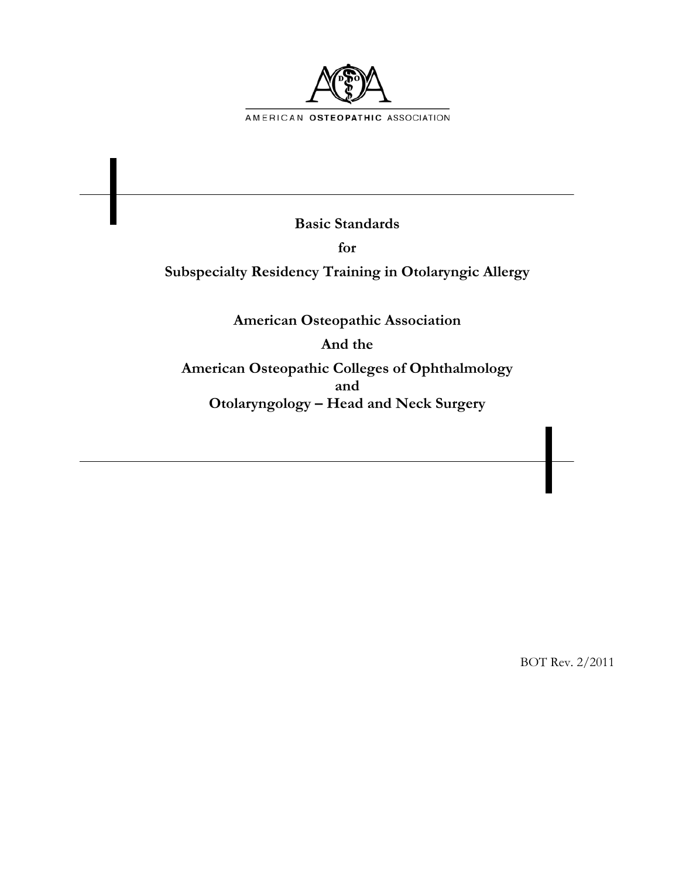AMERICAN OSTEOPATHIC ASSOCIATION

# Basic Standards

# for

# Subspecialty Residency Training in Otolaryngic Allergy

## American Osteopathic Association

## And the

## American Osteopathic Colleges of Ophthalmology and Otolaryngology – Head and Neck Surgery

BOT Rev. 2/2011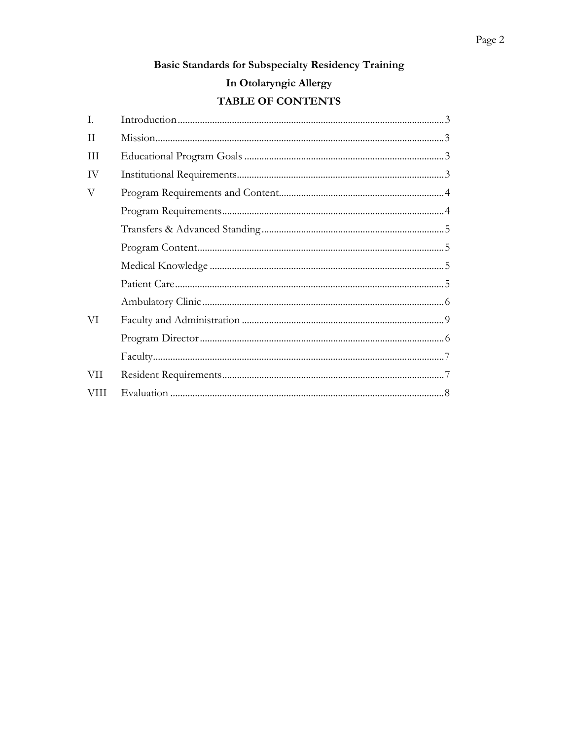**Basic Standards for Subspecialty Residency Training**

**In Otolaryngic Allergy**

**TABLE OF CONTENTS**

| | | |
|---|---|---|
| I. | Introduction | 3 |
| II | Mission | 3 |
| III | Educational Program Goals | 3 |
| IV | Institutional Requirements | 3 |
| V | Program Requirements and Content | 4 |
| | Program Requirements | 4 |
| | Transfers & Advanced Standing | 5 |
| | Program Content | 5 |
| | Medical Knowledge | 5 |
| | Patient Care | 5 |
| | Ambulatory Clinic | 6 |
| VI | Faculty and Administration | 9 |
| | Program Director | 6 |
| | Faculty | 7 |
| VII | Resident Requirements | 7 |
| VIII | Evaluation | 8 |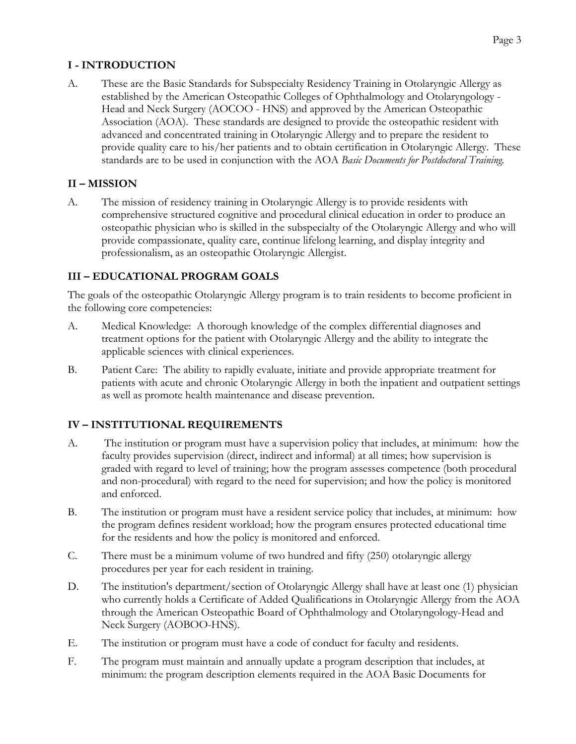## I - INTRODUCTION

A. These are the Basic Standards for Subspecialty Residency Training in Otolaryngic Allergy as established by the American Osteopathic Colleges of Ophthalmology and Otolaryngology - Head and Neck Surgery (AOCOO - HNS) and approved by the American Osteopathic Association (AOA). These standards are designed to provide the osteopathic resident with advanced and concentrated training in Otolaryngic Allergy and to prepare the resident to provide quality care to his/her patients and to obtain certification in Otolaryngic Allergy. These standards are to be used in conjunction with the AOA *Basic Documents for Postdoctoral Training*.

## II – MISSION

A. The mission of residency training in Otolaryngic Allergy is to provide residents with comprehensive structured cognitive and procedural clinical education in order to produce an osteopathic physician who is skilled in the subspecialty of the Otolaryngic Allergy and who will provide compassionate, quality care, continue lifelong learning, and display integrity and professionalism, as an osteopathic Otolaryngic Allergist.

## III – EDUCATIONAL PROGRAM GOALS

The goals of the osteopathic Otolaryngic Allergy program is to train residents to become proficient in the following core competencies:

A. Medical Knowledge: A thorough knowledge of the complex differential diagnoses and treatment options for the patient with Otolaryngic Allergy and the ability to integrate the applicable sciences with clinical experiences.

B. Patient Care: The ability to rapidly evaluate, initiate and provide appropriate treatment for patients with acute and chronic Otolaryngic Allergy in both the inpatient and outpatient settings as well as promote health maintenance and disease prevention.

## IV – INSTITUTIONAL REQUIREMENTS

A. The institution or program must have a supervision policy that includes, at minimum: how the faculty provides supervision (direct, indirect and informal) at all times; how supervision is graded with regard to level of training; how the program assesses competence (both procedural and non-procedural) with regard to the need for supervision; and how the policy is monitored and enforced.

B. The institution or program must have a resident service policy that includes, at minimum: how the program defines resident workload; how the program ensures protected educational time for the residents and how the policy is monitored and enforced.

C. There must be a minimum volume of two hundred and fifty (250) otolaryngic allergy procedures per year for each resident in training.

D. The institution's department/section of Otolaryngic Allergy shall have at least one (1) physician who currently holds a Certificate of Added Qualifications in Otolaryngic Allergy from the AOA through the American Osteopathic Board of Ophthalmology and Otolaryngology-Head and Neck Surgery (AOBOO-HNS).

E. The institution or program must have a code of conduct for faculty and residents.

F. The program must maintain and annually update a program description that includes, at minimum: the program description elements required in the AOA Basic Documents for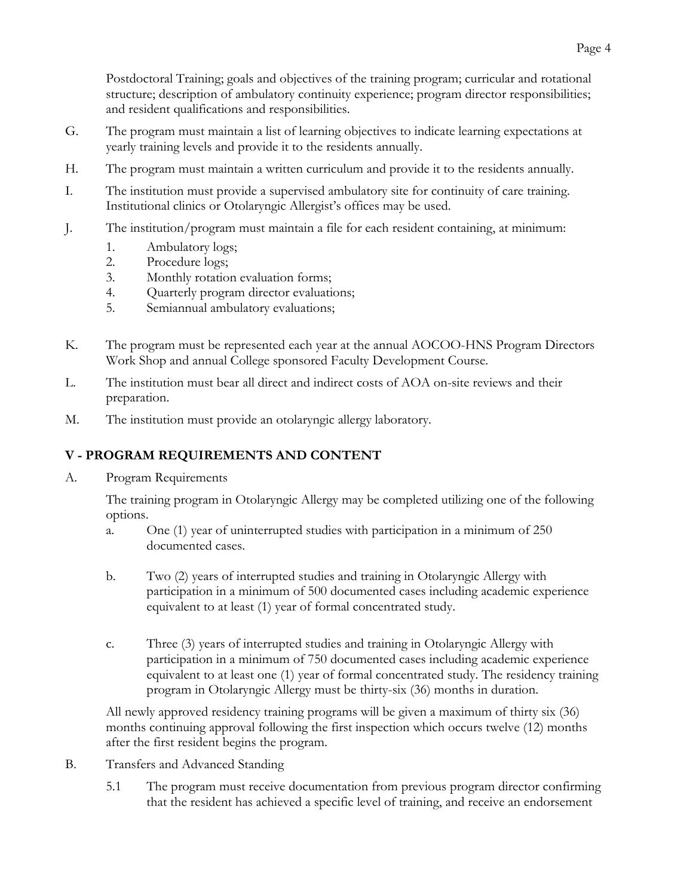Postdoctoral Training; goals and objectives of the training program; curricular and rotational structure; description of ambulatory continuity experience; program director responsibilities; and resident qualifications and responsibilities.

G. The program must maintain a list of learning objectives to indicate learning expectations at yearly training levels and provide it to the residents annually.

H. The program must maintain a written curriculum and provide it to the residents annually.

I. The institution must provide a supervised ambulatory site for continuity of care training. Institutional clinics or Otolaryngic Allergist's offices may be used.

J. The institution/program must maintain a file for each resident containing, at minimum:
   1. Ambulatory logs;
   2. Procedure logs;
   3. Monthly rotation evaluation forms;
   4. Quarterly program director evaluations;
   5. Semiannual ambulatory evaluations;

K. The program must be represented each year at the annual AOCOO-HNS Program Directors Work Shop and annual College sponsored Faculty Development Course.

L. The institution must bear all direct and indirect costs of AOA on-site reviews and their preparation.

M. The institution must provide an otolaryngic allergy laboratory.

## V - PROGRAM REQUIREMENTS AND CONTENT

A. Program Requirements

   The training program in Otolaryngic Allergy may be completed utilizing one of the following options.

   a. One (1) year of uninterrupted studies with participation in a minimum of 250 documented cases.

   b. Two (2) years of interrupted studies and training in Otolaryngic Allergy with participation in a minimum of 500 documented cases including academic experience equivalent to at least (1) year of formal concentrated study.

   c. Three (3) years of interrupted studies and training in Otolaryngic Allergy with participation in a minimum of 750 documented cases including academic experience equivalent to at least one (1) year of formal concentrated study. The residency training program in Otolaryngic Allergy must be thirty-six (36) months in duration.

   All newly approved residency training programs will be given a maximum of thirty six (36) months continuing approval following the first inspection which occurs twelve (12) months after the first resident begins the program.

B. Transfers and Advanced Standing

   5.1 The program must receive documentation from previous program director confirming that the resident has achieved a specific level of training, and receive an endorsement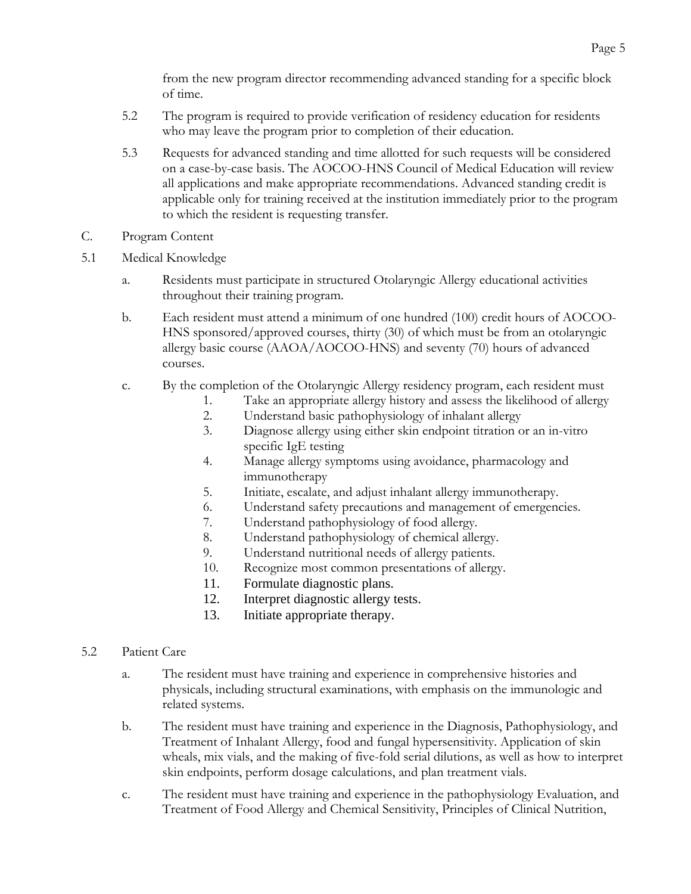from the new program director recommending advanced standing for a specific block of time.

5.2 The program is required to provide verification of residency education for residents who may leave the program prior to completion of their education.

5.3 Requests for advanced standing and time allotted for such requests will be considered on a case-by-case basis. The AOCOO-HNS Council of Medical Education will review all applications and make appropriate recommendations. Advanced standing credit is applicable only for training received at the institution immediately prior to the program to which the resident is requesting transfer.

C. Program Content

5.1 Medical Knowledge

a. Residents must participate in structured Otolaryngic Allergy educational activities throughout their training program.

b. Each resident must attend a minimum of one hundred (100) credit hours of AOCOO-HNS sponsored/approved courses, thirty (30) of which must be from an otolaryngic allergy basic course (AAOA/AOCOO-HNS) and seventy (70) hours of advanced courses.

c. By the completion of the Otolaryngic Allergy residency program, each resident must

1. Take an appropriate allergy history and assess the likelihood of allergy
2. Understand basic pathophysiology of inhalant allergy
3. Diagnose allergy using either skin endpoint titration or an in-vitro specific IgE testing
4. Manage allergy symptoms using avoidance, pharmacology and immunotherapy
5. Initiate, escalate, and adjust inhalant allergy immunotherapy.
6. Understand safety precautions and management of emergencies.
7. Understand pathophysiology of food allergy.
8. Understand pathophysiology of chemical allergy.
9. Understand nutritional needs of allergy patients.
10. Recognize most common presentations of allergy.
11. Formulate diagnostic plans.
12. Interpret diagnostic allergy tests.
13. Initiate appropriate therapy.

5.2 Patient Care

a. The resident must have training and experience in comprehensive histories and physicals, including structural examinations, with emphasis on the immunologic and related systems.

b. The resident must have training and experience in the Diagnosis, Pathophysiology, and Treatment of Inhalant Allergy, food and fungal hypersensitivity. Application of skin wheals, mix vials, and the making of five-fold serial dilutions, as well as how to interpret skin endpoints, perform dosage calculations, and plan treatment vials.

c. The resident must have training and experience in the pathophysiology Evaluation, and Treatment of Food Allergy and Chemical Sensitivity, Principles of Clinical Nutrition,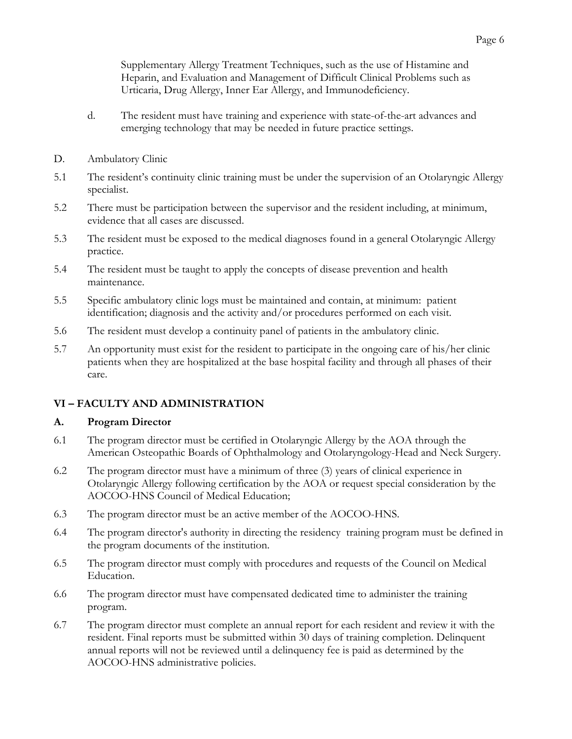Supplementary Allergy Treatment Techniques, such as the use of Histamine and Heparin, and Evaluation and Management of Difficult Clinical Problems such as Urticaria, Drug Allergy, Inner Ear Allergy, and Immunodeficiency.

d. The resident must have training and experience with state-of-the-art advances and emerging technology that may be needed in future practice settings.

D. Ambulatory Clinic

5.1 The resident's continuity clinic training must be under the supervision of an Otolaryngic Allergy specialist.

5.2 There must be participation between the supervisor and the resident including, at minimum, evidence that all cases are discussed.

5.3 The resident must be exposed to the medical diagnoses found in a general Otolaryngic Allergy practice.

5.4 The resident must be taught to apply the concepts of disease prevention and health maintenance.

5.5 Specific ambulatory clinic logs must be maintained and contain, at minimum: patient identification; diagnosis and the activity and/or procedures performed on each visit.

5.6 The resident must develop a continuity panel of patients in the ambulatory clinic.

5.7 An opportunity must exist for the resident to participate in the ongoing care of his/her clinic patients when they are hospitalized at the base hospital facility and through all phases of their care.

## VI – FACULTY AND ADMINISTRATION

### A. Program Director

6.1 The program director must be certified in Otolaryngic Allergy by the AOA through the American Osteopathic Boards of Ophthalmology and Otolaryngology-Head and Neck Surgery.

6.2 The program director must have a minimum of three (3) years of clinical experience in Otolaryngic Allergy following certification by the AOA or request special consideration by the AOCOO-HNS Council of Medical Education;

6.3 The program director must be an active member of the AOCOO-HNS.

6.4 The program director's authority in directing the residency training program must be defined in the program documents of the institution.

6.5 The program director must comply with procedures and requests of the Council on Medical Education.

6.6 The program director must have compensated dedicated time to administer the training program.

6.7 The program director must complete an annual report for each resident and review it with the resident. Final reports must be submitted within 30 days of training completion. Delinquent annual reports will not be reviewed until a delinquency fee is paid as determined by the AOCOO-HNS administrative policies.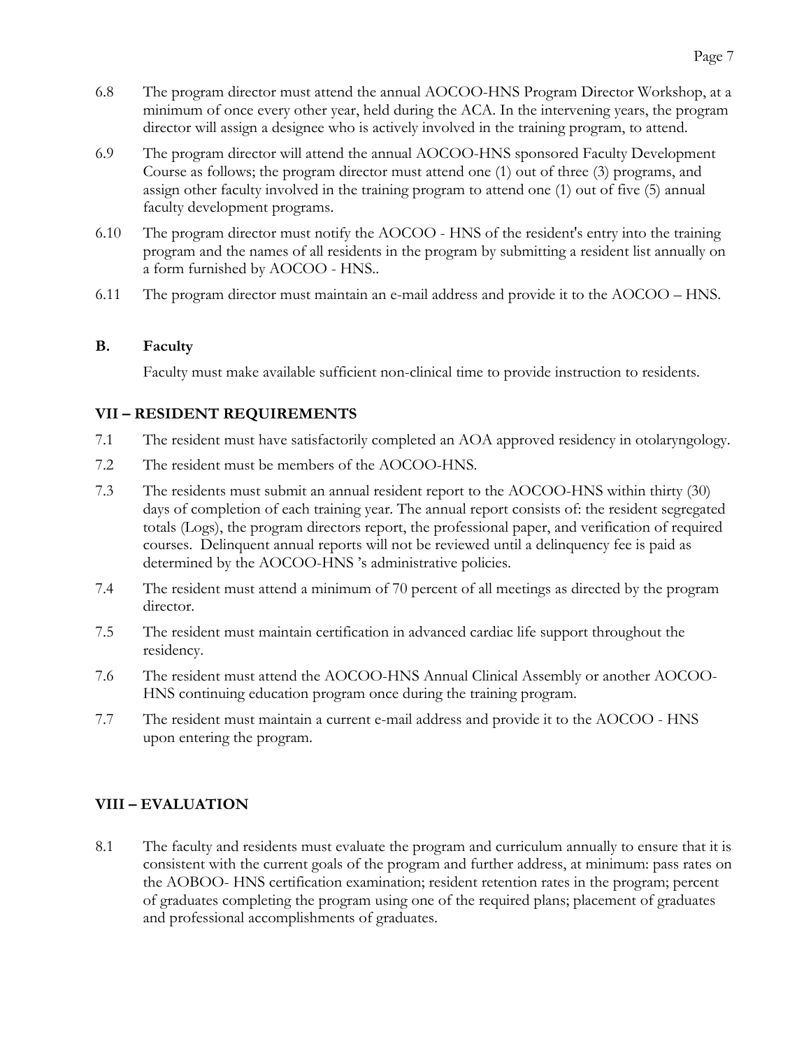6.8 The program director must attend the annual AOCOO-HNS Program Director Workshop, at a minimum of once every other year, held during the ACA. In the intervening years, the program director will assign a designee who is actively involved in the training program, to attend.

6.9 The program director will attend the annual AOCOO-HNS sponsored Faculty Development Course as follows; the program director must attend one (1) out of three (3) programs, and assign other faculty involved in the training program to attend one (1) out of five (5) annual faculty development programs.

6.10 The program director must notify the AOCOO - HNS of the resident's entry into the training program and the names of all residents in the program by submitting a resident list annually on a form furnished by AOCOO - HNS..

6.11 The program director must maintain an e-mail address and provide it to the AOCOO – HNS.

**B. Faculty**

Faculty must make available sufficient non-clinical time to provide instruction to residents.

## VII – RESIDENT REQUIREMENTS

7.1 The resident must have satisfactorily completed an AOA approved residency in otolaryngology.

7.2 The resident must be members of the AOCOO-HNS.

7.3 The residents must submit an annual resident report to the AOCOO-HNS within thirty (30) days of completion of each training year. The annual report consists of: the resident segregated totals (Logs), the program directors report, the professional paper, and verification of required courses. Delinquent annual reports will not be reviewed until a delinquency fee is paid as determined by the AOCOO-HNS 's administrative policies.

7.4 The resident must attend a minimum of 70 percent of all meetings as directed by the program director.

7.5 The resident must maintain certification in advanced cardiac life support throughout the residency.

7.6 The resident must attend the AOCOO-HNS Annual Clinical Assembly or another AOCOO-HNS continuing education program once during the training program.

7.7 The resident must maintain a current e-mail address and provide it to the AOCOO - HNS upon entering the program.

## VIII – EVALUATION

8.1 The faculty and residents must evaluate the program and curriculum annually to ensure that it is consistent with the current goals of the program and further address, at minimum: pass rates on the AOBOO- HNS certification examination; resident retention rates in the program; percent of graduates completing the program using one of the required plans; placement of graduates and professional accomplishments of graduates.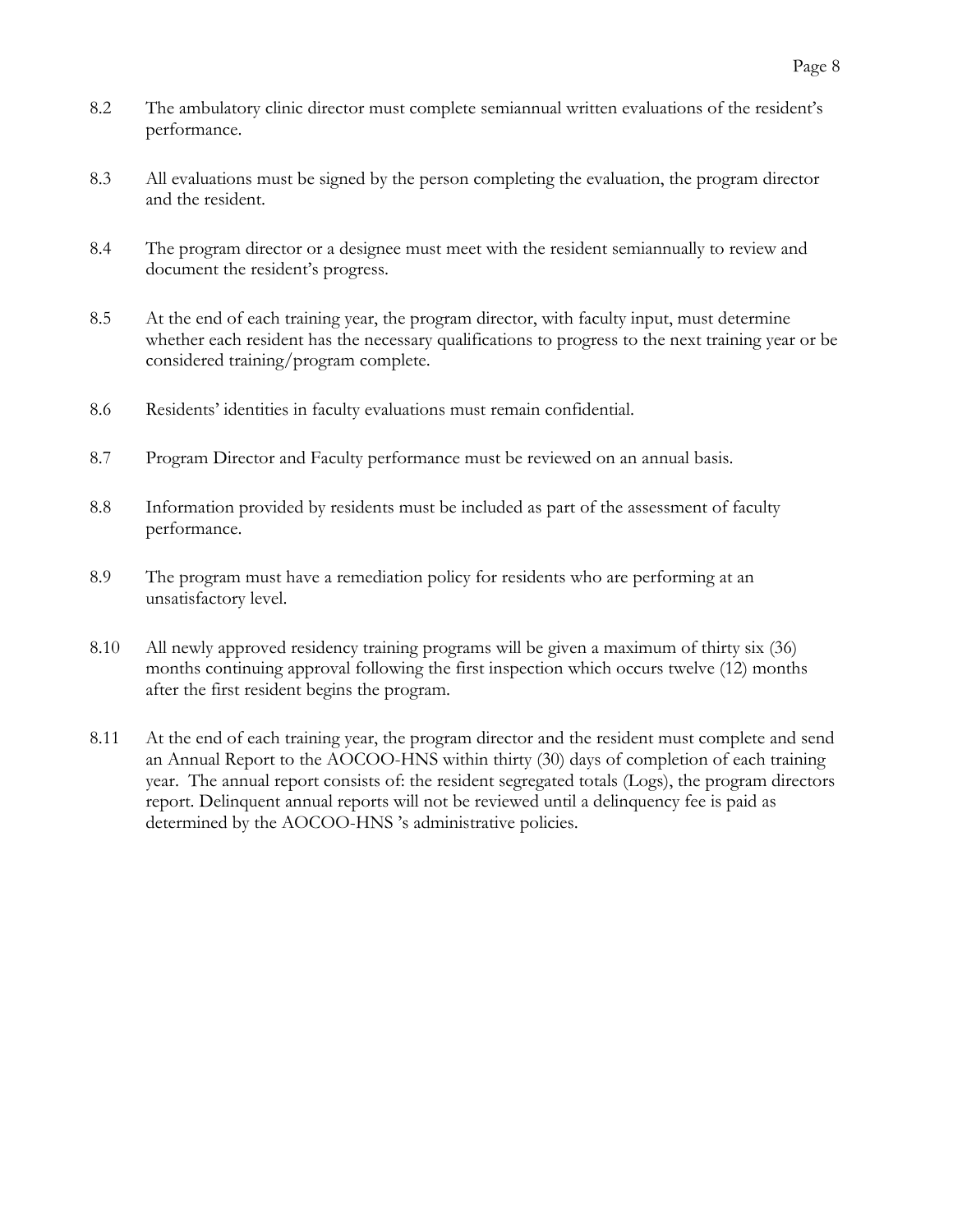8.2 The ambulatory clinic director must complete semiannual written evaluations of the resident's performance.

8.3 All evaluations must be signed by the person completing the evaluation, the program director and the resident.

8.4 The program director or a designee must meet with the resident semiannually to review and document the resident's progress.

8.5 At the end of each training year, the program director, with faculty input, must determine whether each resident has the necessary qualifications to progress to the next training year or be considered training/program complete.

8.6 Residents' identities in faculty evaluations must remain confidential.

8.7 Program Director and Faculty performance must be reviewed on an annual basis.

8.8 Information provided by residents must be included as part of the assessment of faculty performance.

8.9 The program must have a remediation policy for residents who are performing at an unsatisfactory level.

8.10 All newly approved residency training programs will be given a maximum of thirty six (36) months continuing approval following the first inspection which occurs twelve (12) months after the first resident begins the program.

8.11 At the end of each training year, the program director and the resident must complete and send an Annual Report to the AOCOO-HNS within thirty (30) days of completion of each training year. The annual report consists of: the resident segregated totals (Logs), the program directors report. Delinquent annual reports will not be reviewed until a delinquency fee is paid as determined by the AOCOO-HNS 's administrative policies.